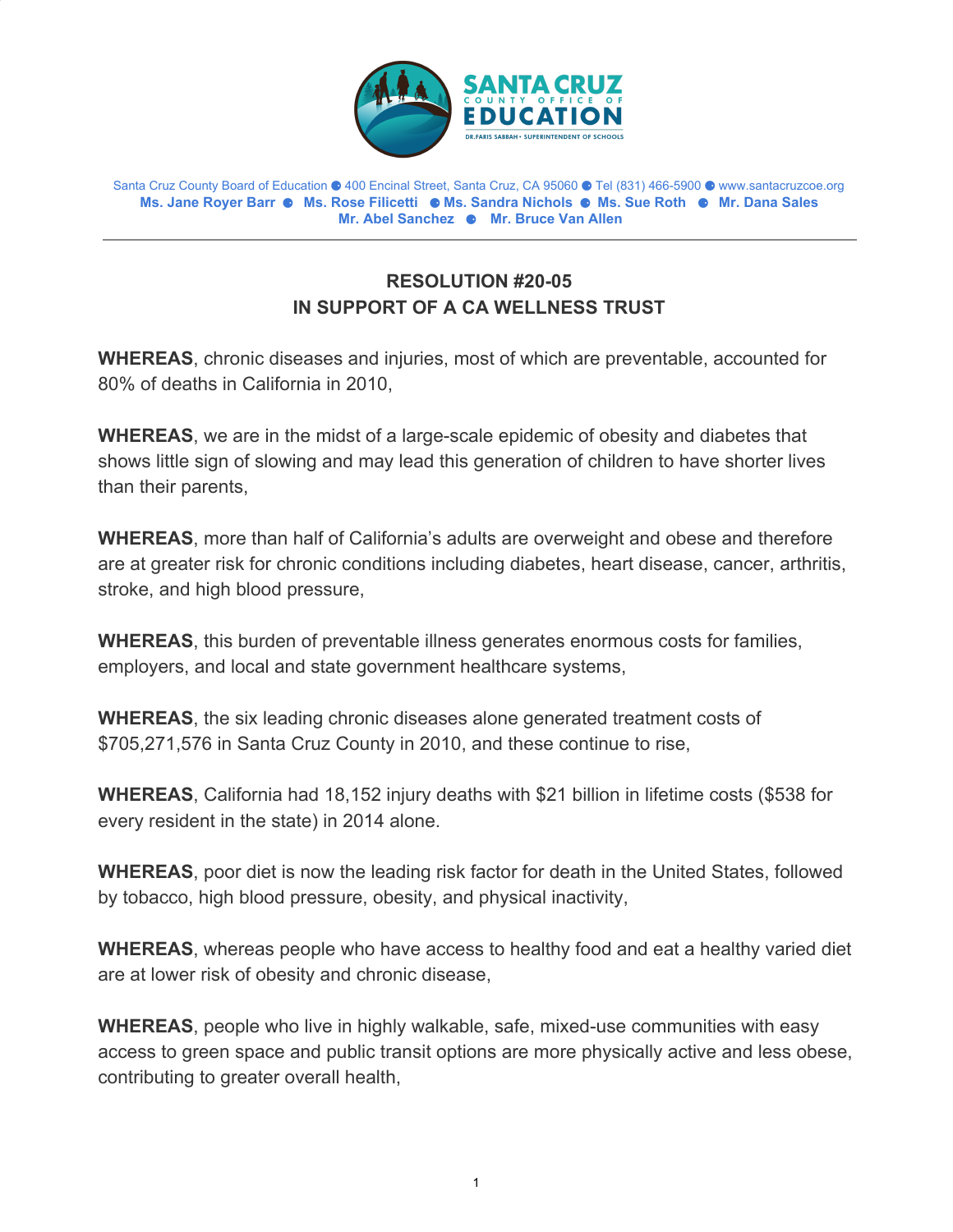**SANTA CRUZ COUNTY OFFICE OF EDUCATION**
DR. FARIS SABBAH • SUPERINTENDENT OF SCHOOLS

Santa Cruz County Board of Education ● 400 Encinal Street, Santa Cruz, CA 95060 ● Tel (831) 466-5900 ● www.santacruzcoe.org
**Ms. Jane Royer Barr ● Ms. Rose Filicetti ● Ms. Sandra Nichols ● Ms. Sue Roth ● Mr. Dana Sales**
**Mr. Abel Sanchez ● Mr. Bruce Van Allen**

---

## RESOLUTION #20-05
## IN SUPPORT OF A CA WELLNESS TRUST

**WHEREAS**, chronic diseases and injuries, most of which are preventable, accounted for 80% of deaths in California in 2010,

**WHEREAS**, we are in the midst of a large-scale epidemic of obesity and diabetes that shows little sign of slowing and may lead this generation of children to have shorter lives than their parents,

**WHEREAS**, more than half of California's adults are overweight and obese and therefore are at greater risk for chronic conditions including diabetes, heart disease, cancer, arthritis, stroke, and high blood pressure,

**WHEREAS**, this burden of preventable illness generates enormous costs for families, employers, and local and state government healthcare systems,

**WHEREAS**, the six leading chronic diseases alone generated treatment costs of $705,271,576 in Santa Cruz County in 2010, and these continue to rise,

**WHEREAS**, California had 18,152 injury deaths with $21 billion in lifetime costs ($538 for every resident in the state) in 2014 alone.

**WHEREAS**, poor diet is now the leading risk factor for death in the United States, followed by tobacco, high blood pressure, obesity, and physical inactivity,

**WHEREAS**, whereas people who have access to healthy food and eat a healthy varied diet are at lower risk of obesity and chronic disease,

**WHEREAS**, people who live in highly walkable, safe, mixed-use communities with easy access to green space and public transit options are more physically active and less obese, contributing to greater overall health,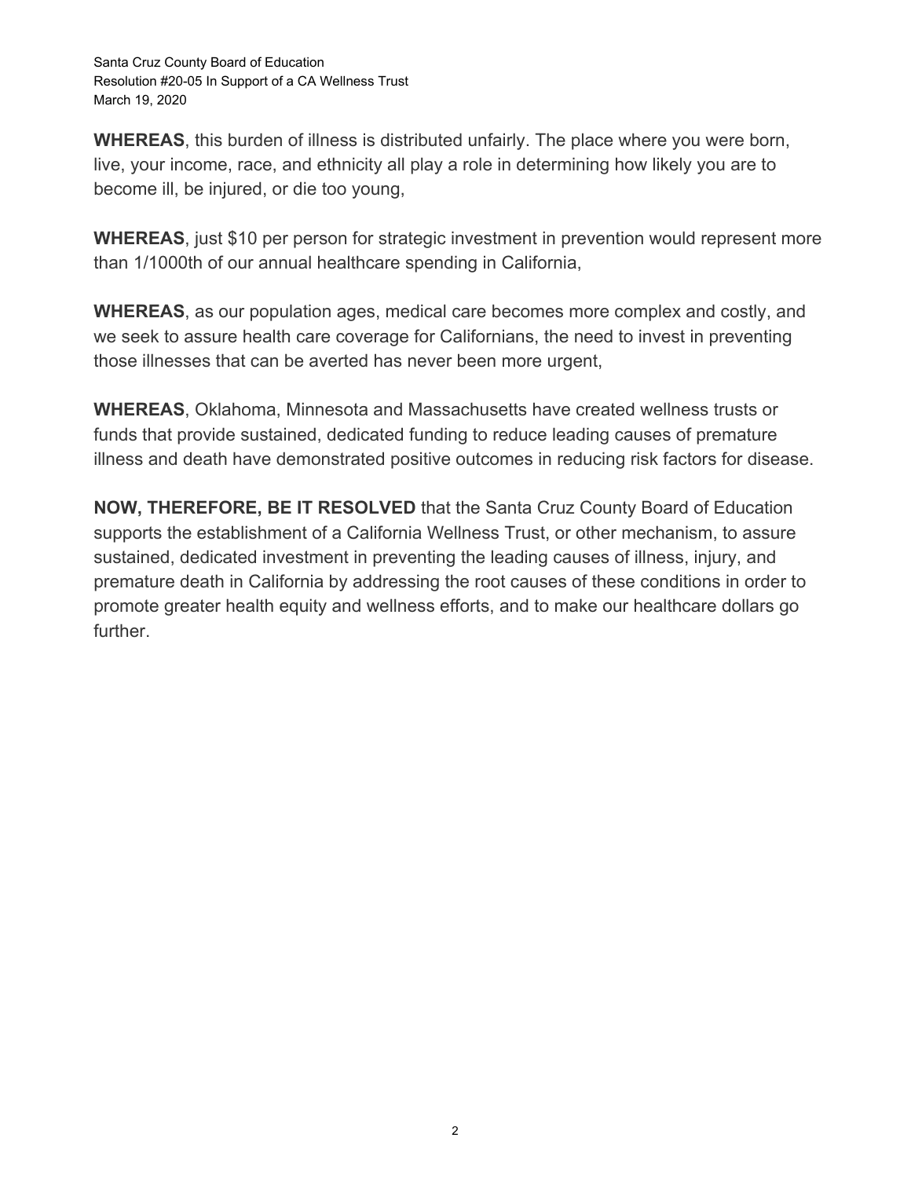**WHEREAS**, this burden of illness is distributed unfairly. The place where you were born, live, your income, race, and ethnicity all play a role in determining how likely you are to become ill, be injured, or die too young,

**WHEREAS**, just $10 per person for strategic investment in prevention would represent more than 1/1000th of our annual healthcare spending in California,

**WHEREAS**, as our population ages, medical care becomes more complex and costly, and we seek to assure health care coverage for Californians, the need to invest in preventing those illnesses that can be averted has never been more urgent,

**WHEREAS**, Oklahoma, Minnesota and Massachusetts have created wellness trusts or funds that provide sustained, dedicated funding to reduce leading causes of premature illness and death have demonstrated positive outcomes in reducing risk factors for disease.

**NOW, THEREFORE, BE IT RESOLVED** that the Santa Cruz County Board of Education supports the establishment of a California Wellness Trust, or other mechanism, to assure sustained, dedicated investment in preventing the leading causes of illness, injury, and premature death in California by addressing the root causes of these conditions in order to promote greater health equity and wellness efforts, and to make our healthcare dollars go further.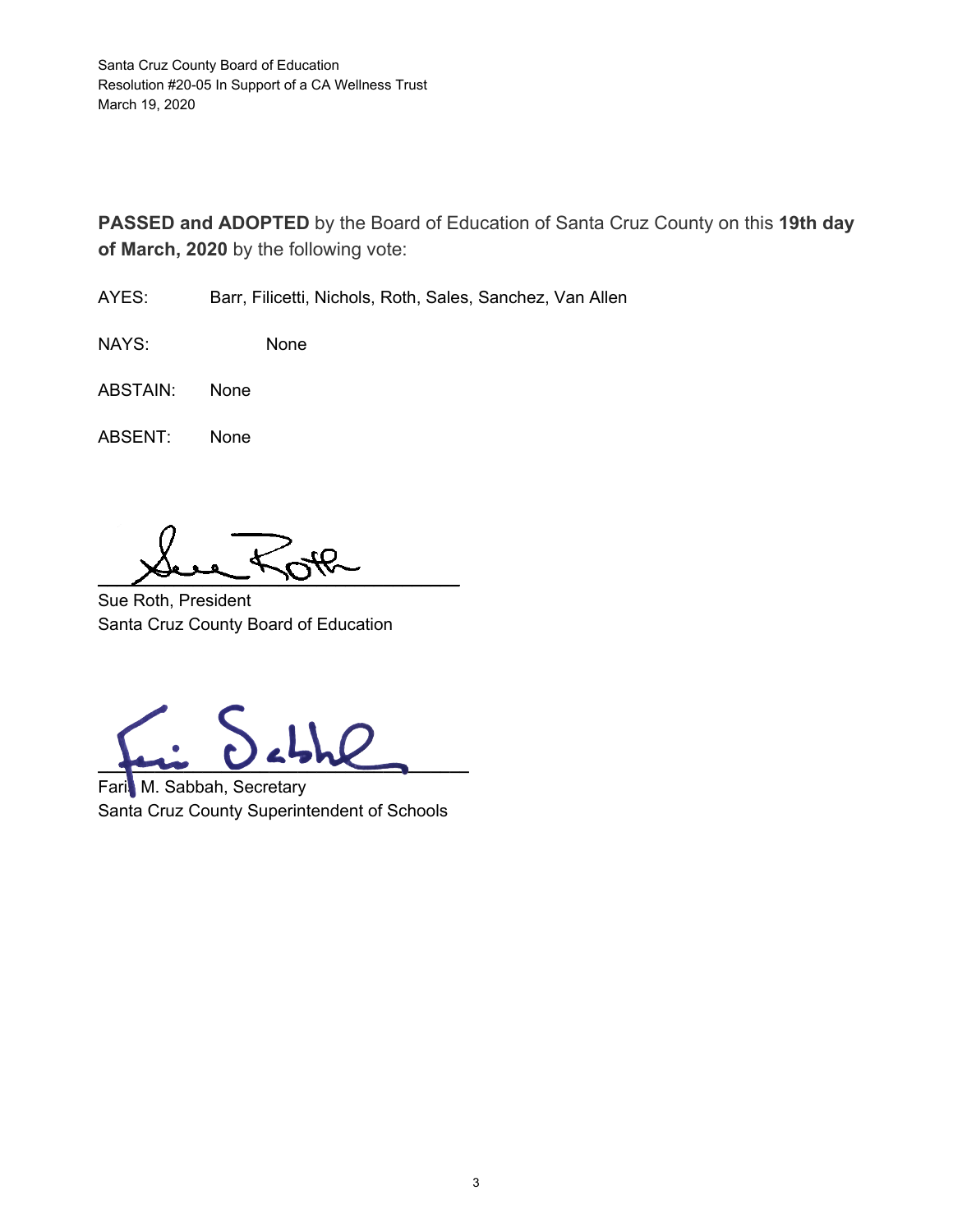Santa Cruz County Board of Education
Resolution #20-05 In Support of a CA Wellness Trust
March 19, 2020

**PASSED and ADOPTED** by the Board of Education of Santa Cruz County on this **19th day of March, 2020** by the following vote:

AYES: Barr, Filicetti, Nichols, Roth, Sales, Sanchez, Van Allen

NAYS: None

ABSTAIN: None

ABSENT: None

Sue Roth, President
Santa Cruz County Board of Education

Faris M. Sabbah, Secretary
Santa Cruz County Superintendent of Schools